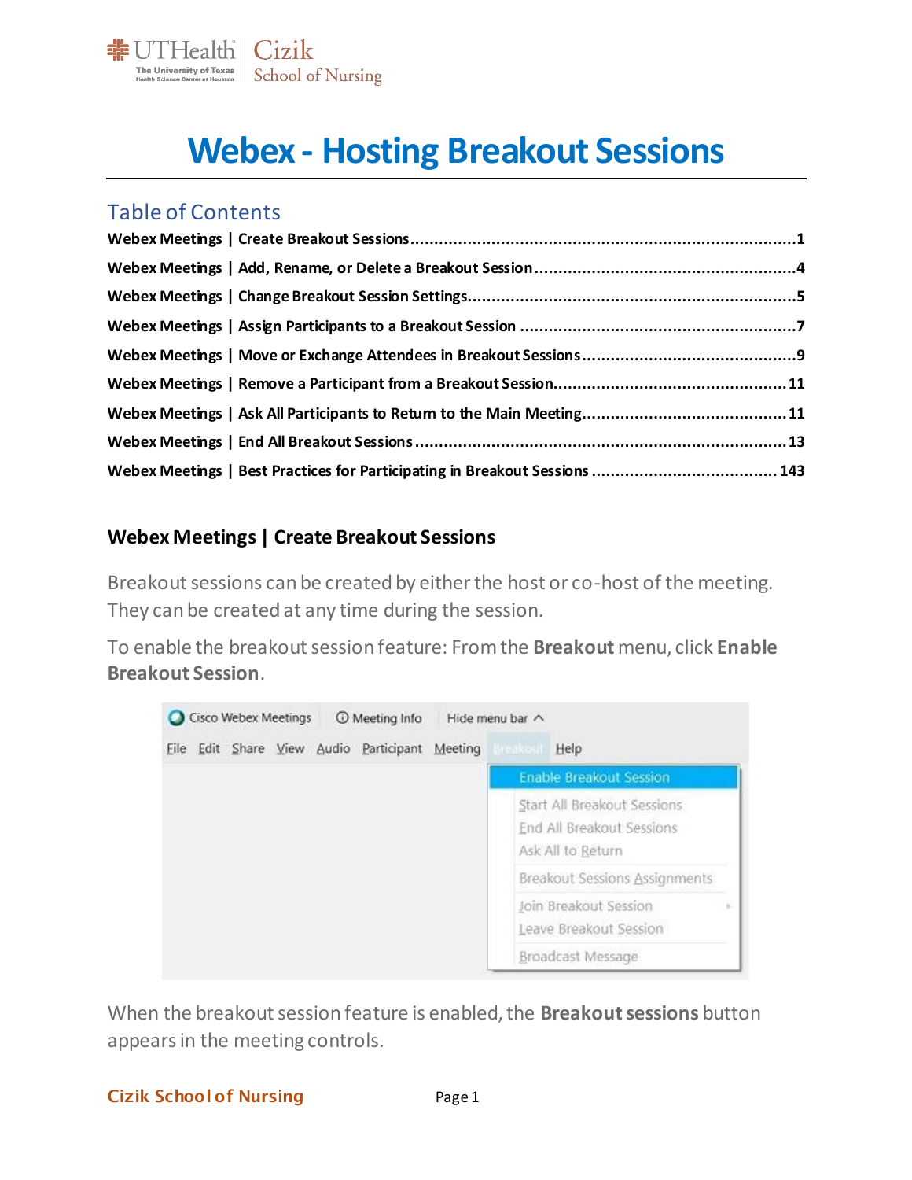# Webex - Hosting Breakout Sessions

## Table of Contents

- Webex Meetings | Create Breakout Sessions ........................................ 1
- Webex Meetings | Add, Rename, or Delete a Breakout Session ........................................ 4
- Webex Meetings | Change Breakout Session Settings ........................................ 5
- Webex Meetings | Assign Participants to a Breakout Session ........................................ 7
- Webex Meetings | Move or Exchange Attendees in Breakout Sessions ........................................ 9
- Webex Meetings | Remove a Participant from a Breakout Session ........................................ 11
- Webex Meetings | Ask All Participants to Return to the Main Meeting ........................................ 11
- Webex Meetings | End All Breakout Sessions ........................................ 13
- Webex Meetings | Best Practices for Participating in Breakout Sessions ........................................ 143

### Webex Meetings | Create Breakout Sessions

Breakout sessions can be created by either the host or co-host of the meeting. They can be created at any time during the session.

To enable the breakout session feature: From the **Breakout** menu, click **Enable Breakout Session**.

When the breakout session feature is enabled, the **Breakout sessions** button appears in the meeting controls.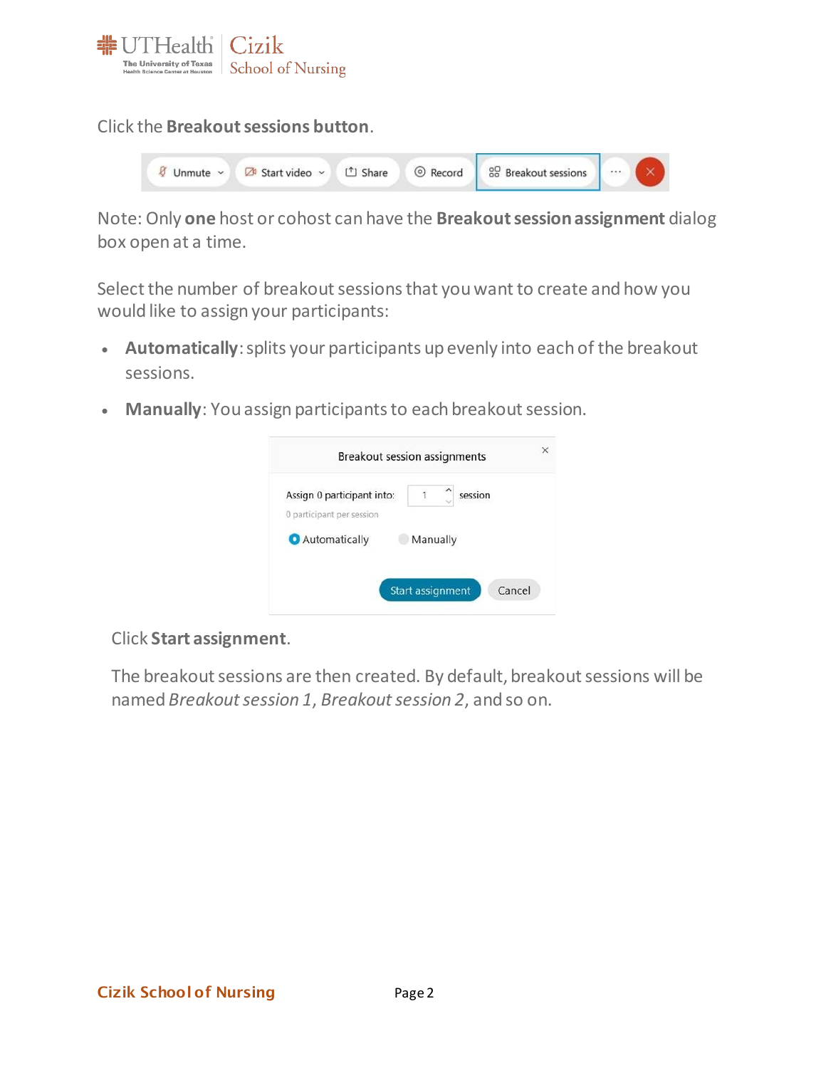Click the **Breakout sessions button**.

Note: Only **one** host or cohost can have the **Breakout session assignment** dialog box open at a time.

Select the number of breakout sessions that you want to create and how you would like to assign your participants:

- **Automatically**: splits your participants up evenly into each of the breakout sessions.
- **Manually**: You assign participants to each breakout session.

Click **Start assignment**.

The breakout sessions are then created. By default, breakout sessions will be named *Breakout session 1*, *Breakout session 2*, and so on.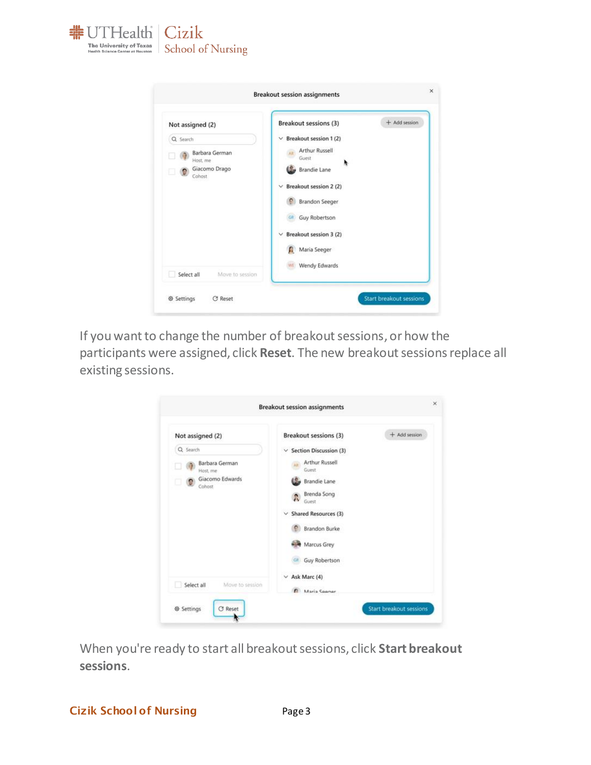If you want to change the number of breakout sessions, or how the participants were assigned, click **Reset**. The new breakout sessions replace all existing sessions.

When you're ready to start all breakout sessions, click **Start breakout sessions**.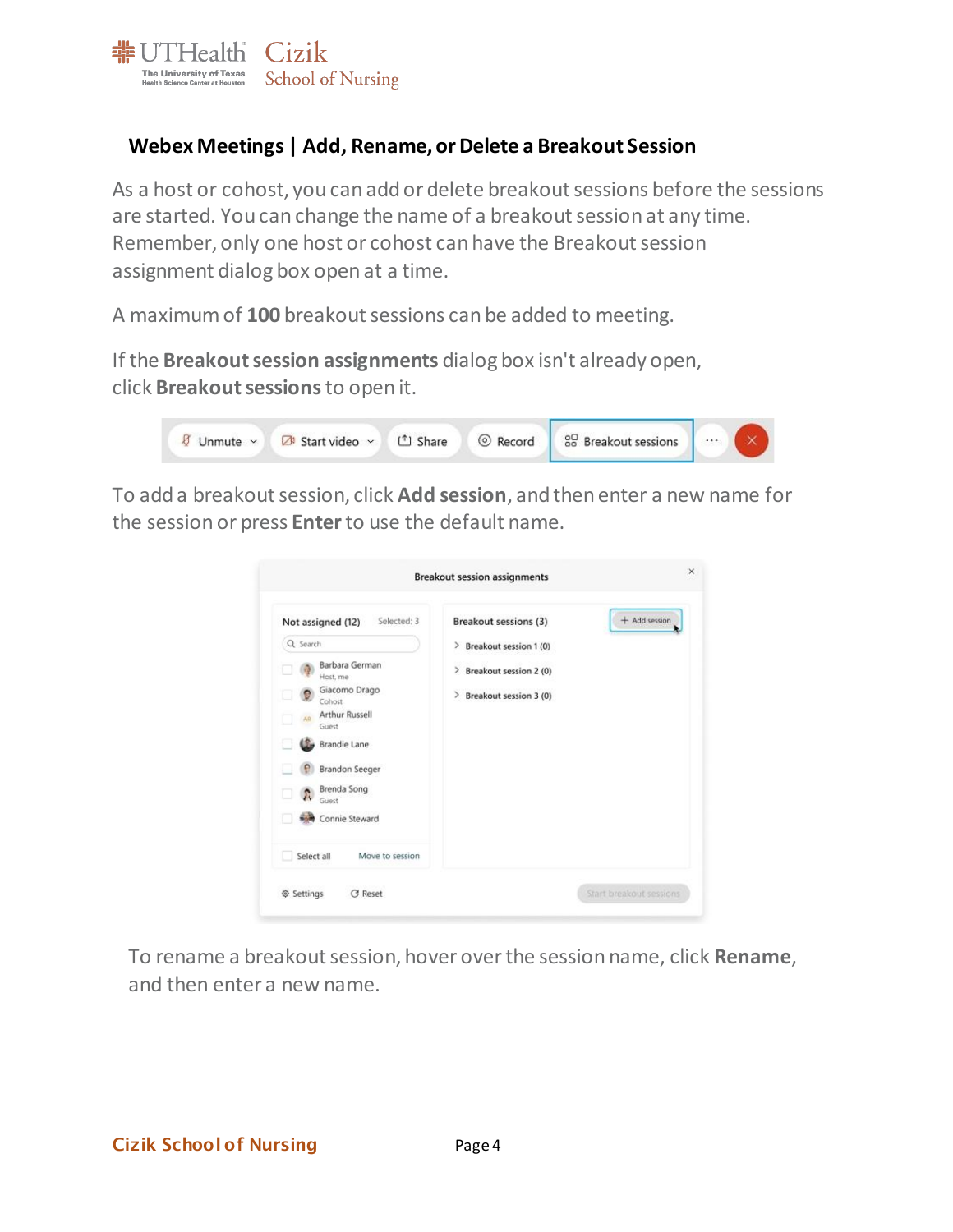## Webex Meetings | Add, Rename, or Delete a Breakout Session

As a host or cohost, you can add or delete breakout sessions before the sessions are started. You can change the name of a breakout session at any time. Remember, only one host or cohost can have the Breakout session assignment dialog box open at a time.

A maximum of **100** breakout sessions can be added to meeting.

If the **Breakout session assignments** dialog box isn't already open, click **Breakout sessions** to open it.

To add a breakout session, click **Add session**, and then enter a new name for the session or press **Enter** to use the default name.

To rename a breakout session, hover over the session name, click **Rename**, and then enter a new name.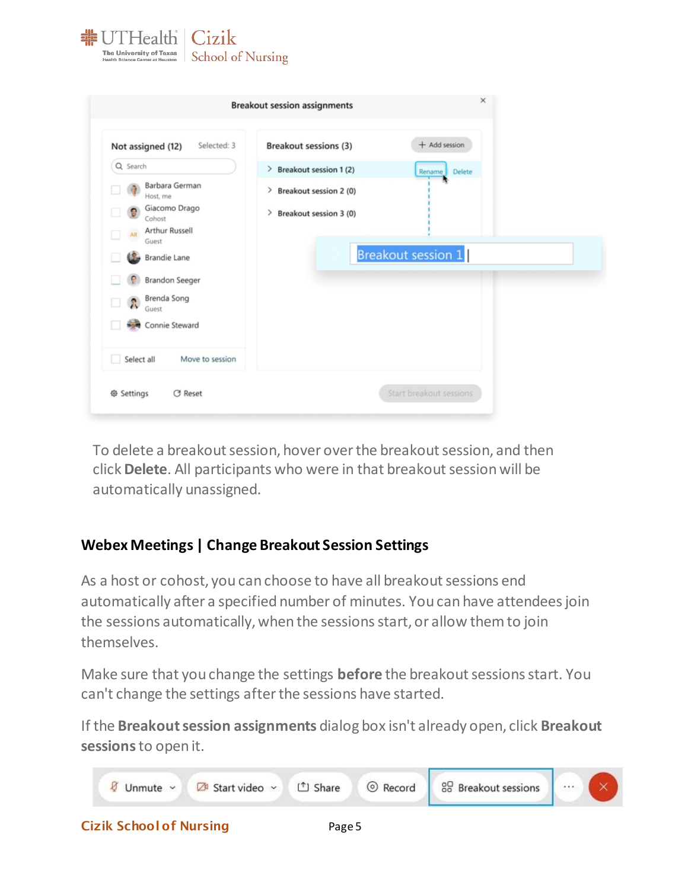To delete a breakout session, hover over the breakout session, and then click **Delete**. All participants who were in that breakout session will be automatically unassigned.

## Webex Meetings | Change Breakout Session Settings

As a host or cohost, you can choose to have all breakout sessions end automatically after a specified number of minutes. You can have attendees join the sessions automatically, when the sessions start, or allow them to join themselves.

Make sure that you change the settings **before** the breakout sessions start. You can't change the settings after the sessions have started.

If the **Breakout session assignments** dialog box isn't already open, click **Breakout sessions** to open it.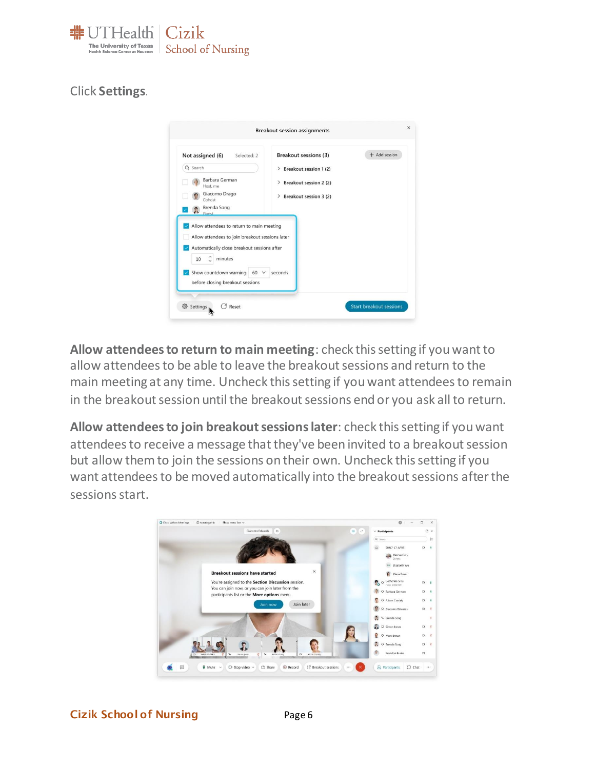Click **Settings**.

**Allow attendees to return to main meeting**: check this setting if you want to allow attendees to be able to leave the breakout sessions and return to the main meeting at any time. Uncheck this setting if you want attendees to remain in the breakout session until the breakout sessions end or you ask all to return.

**Allow attendees to join breakout sessions later**: check this setting if you want attendees to receive a message that they've been invited to a breakout session but allow them to join the sessions on their own. Uncheck this setting if you want attendees to be moved automatically into the breakout sessions after the sessions start.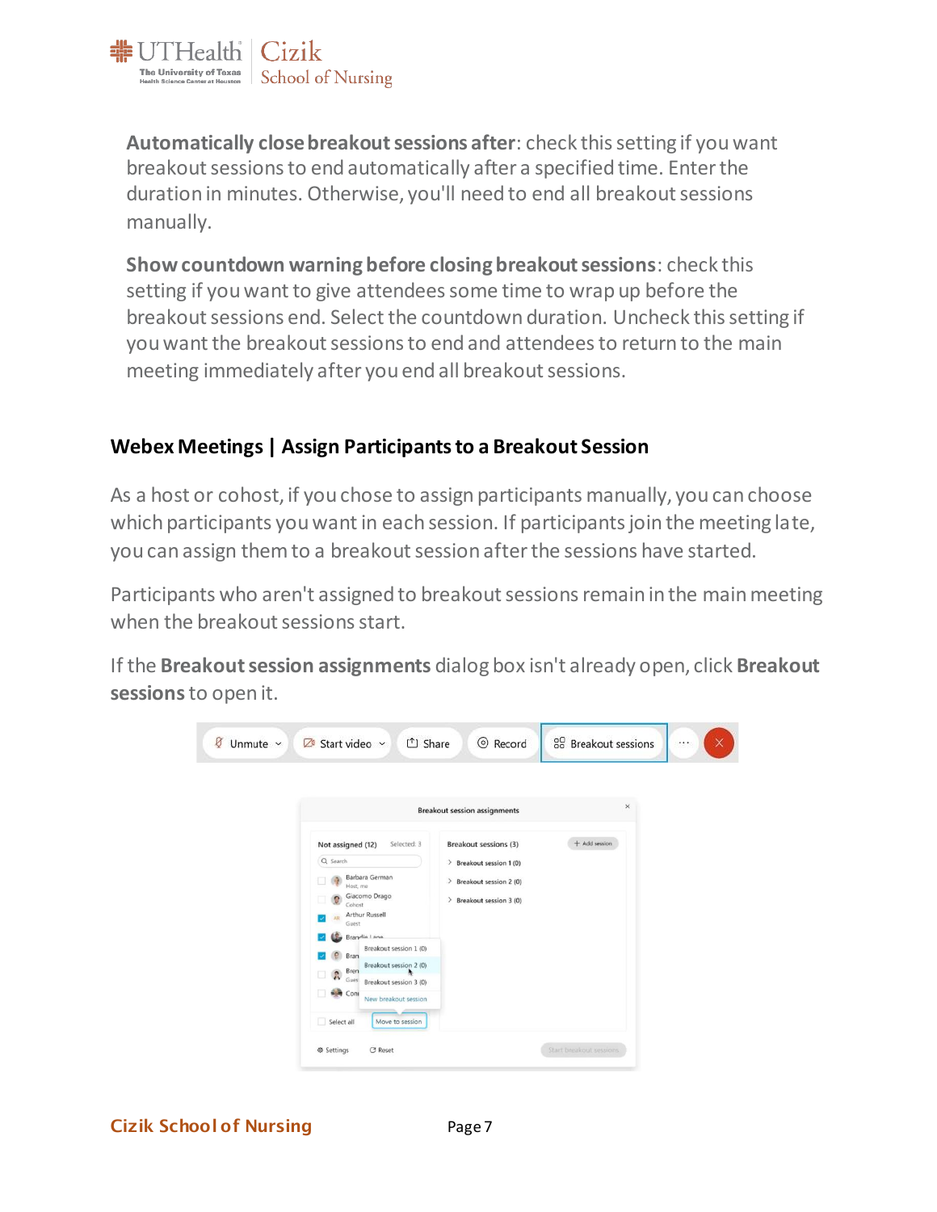**Automatically close breakout sessions after**: check this setting if you want breakout sessions to end automatically after a specified time. Enter the duration in minutes. Otherwise, you'll need to end all breakout sessions manually.

**Show countdown warning before closing breakout sessions**: check this setting if you want to give attendees some time to wrap up before the breakout sessions end. Select the countdown duration. Uncheck this setting if you want the breakout sessions to end and attendees to return to the main meeting immediately after you end all breakout sessions.

## Webex Meetings | Assign Participants to a Breakout Session

As a host or cohost, if you chose to assign participants manually, you can choose which participants you want in each session. If participants join the meeting late, you can assign them to a breakout session after the sessions have started.

Participants who aren't assigned to breakout sessions remain in the main meeting when the breakout sessions start.

If the **Breakout session assignments** dialog box isn't already open, click **Breakout sessions** to open it.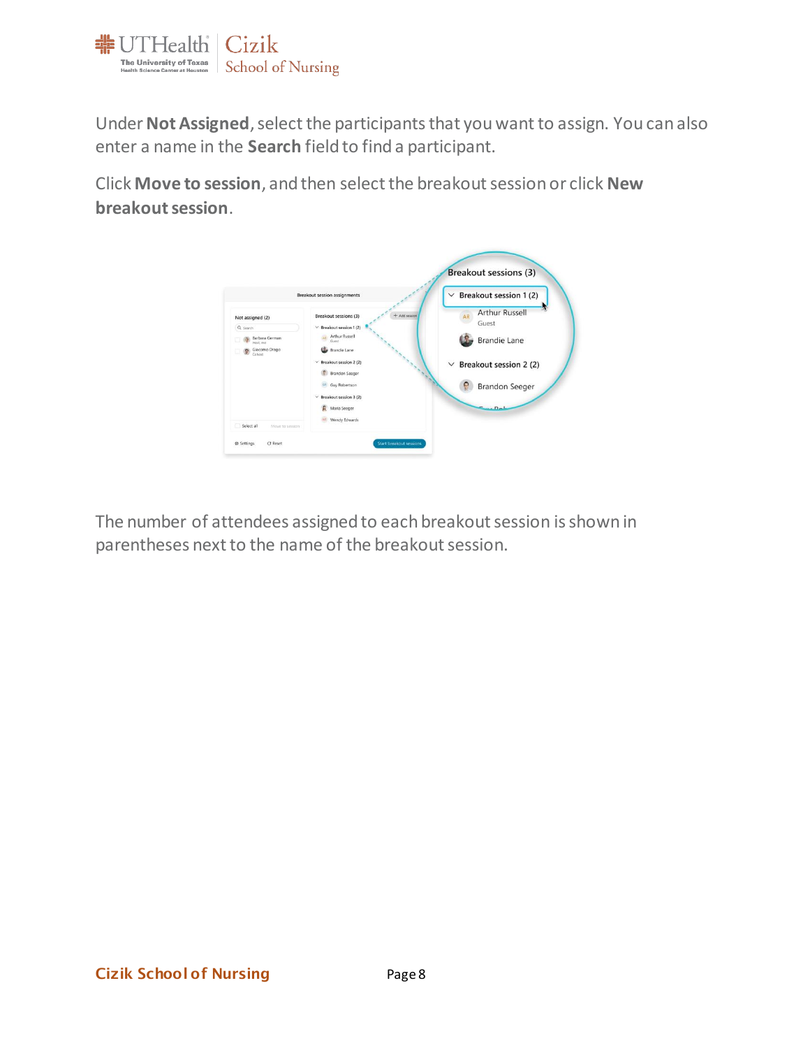Under **Not Assigned**, select the participants that you want to assign. You can also enter a name in the **Search** field to find a participant.

Click **Move to session**, and then select the breakout session or click **New breakout session**.

The number of attendees assigned to each breakout session is shown in parentheses next to the name of the breakout session.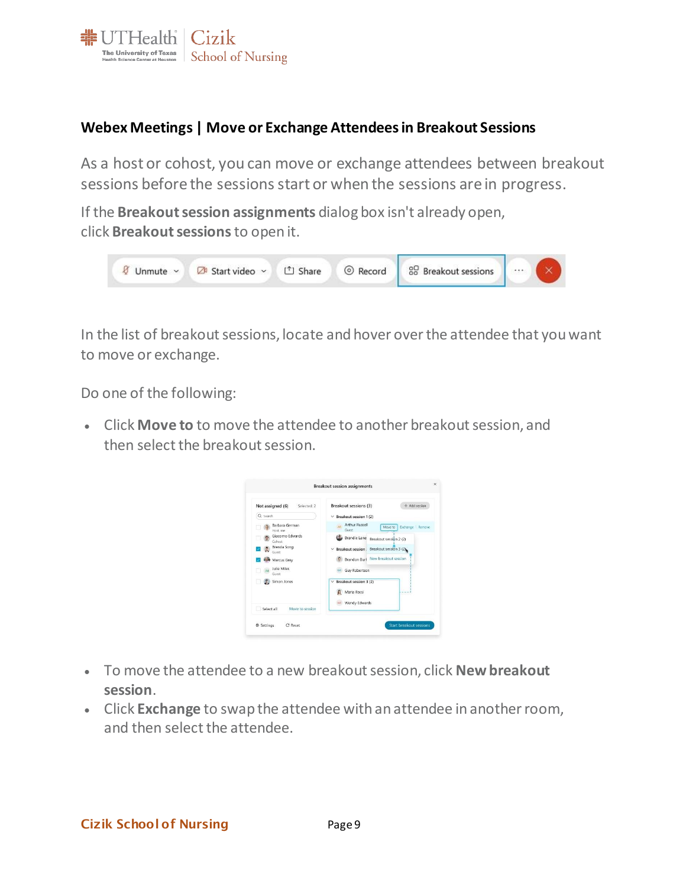## Webex Meetings | Move or Exchange Attendees in Breakout Sessions

As a host or cohost, you can move or exchange attendees between breakout sessions before the sessions start or when the sessions are in progress.

If the **Breakout session assignments** dialog box isn't already open, click **Breakout sessions** to open it.

In the list of breakout sessions, locate and hover over the attendee that you want to move or exchange.

Do one of the following:

- Click **Move to** to move the attendee to another breakout session, and then select the breakout session.
- To move the attendee to a new breakout session, click **New breakout session**.
- Click **Exchange** to swap the attendee with an attendee in another room, and then select the attendee.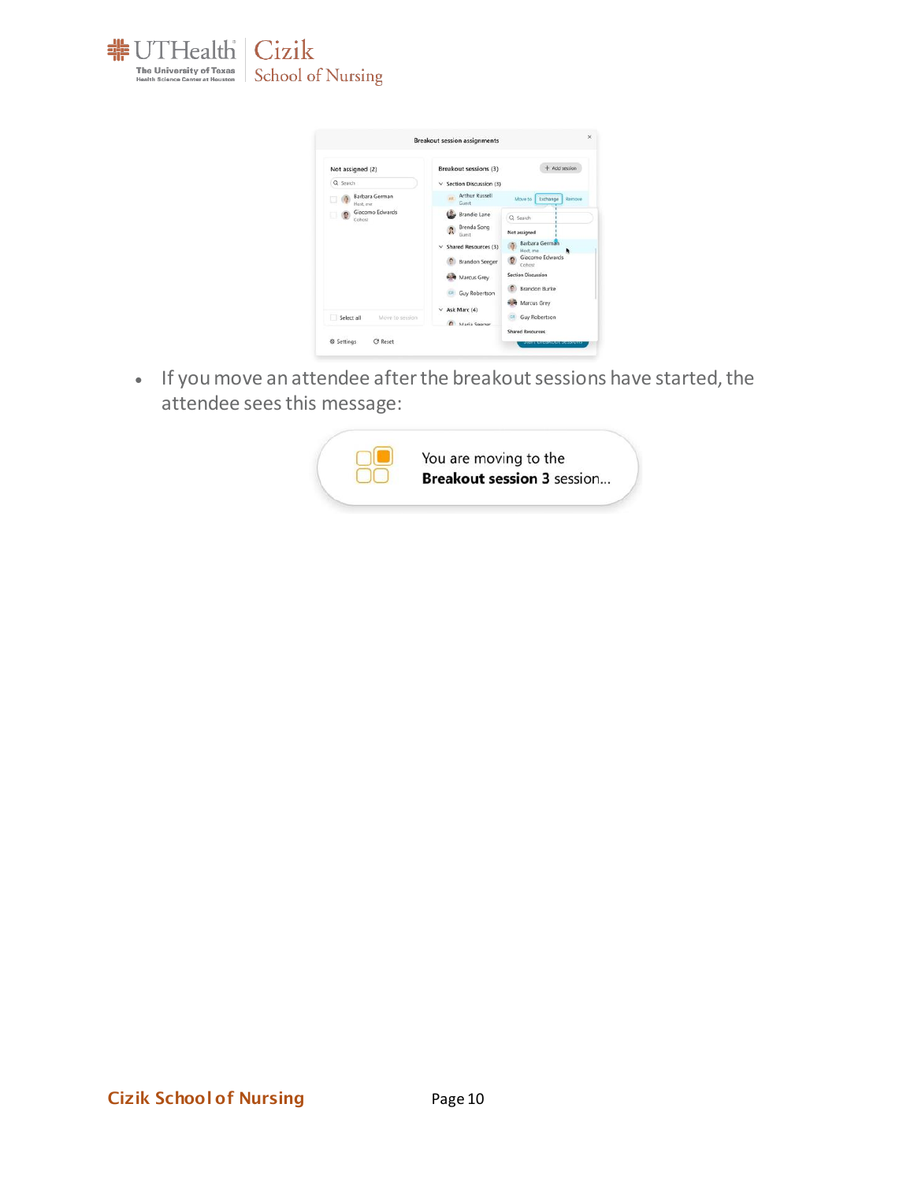- If you move an attendee after the breakout sessions have started, the attendee sees this message: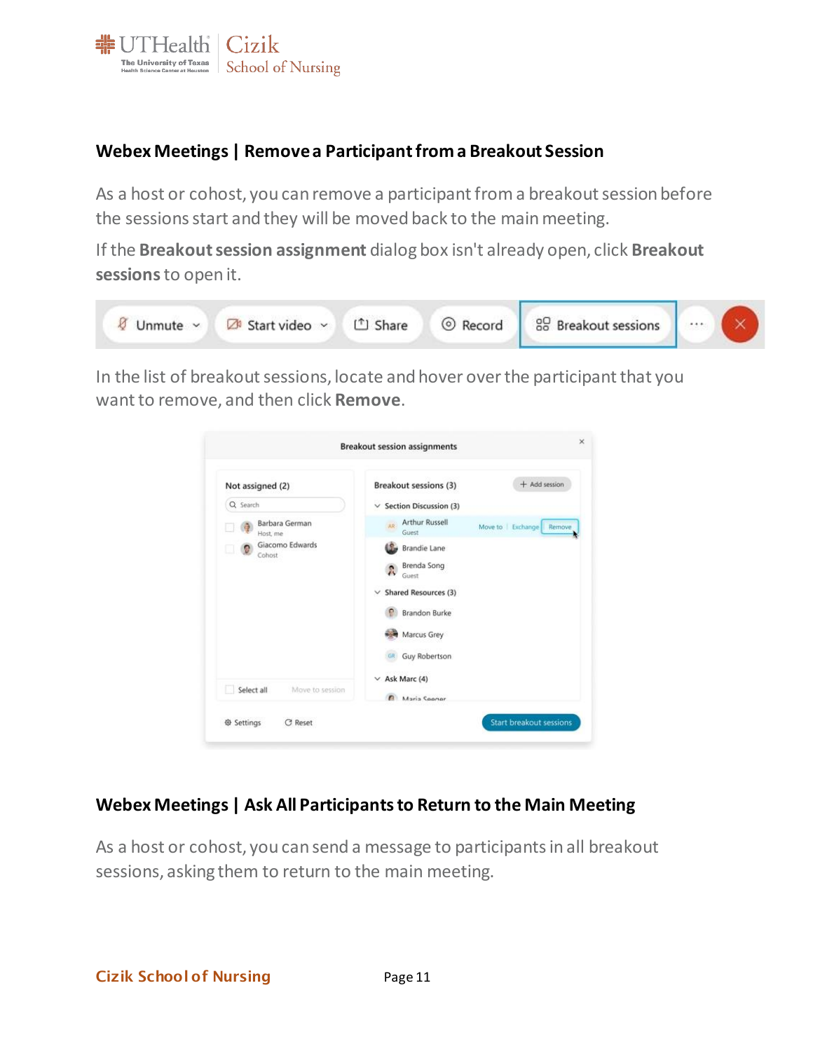## Webex Meetings | Remove a Participant from a Breakout Session

As a host or cohost, you can remove a participant from a breakout session before the sessions start and they will be moved back to the main meeting.

If the **Breakout session assignment** dialog box isn't already open, click **Breakout sessions** to open it.

In the list of breakout sessions, locate and hover over the participant that you want to remove, and then click **Remove**.

## Webex Meetings | Ask All Participants to Return to the Main Meeting

As a host or cohost, you can send a message to participants in all breakout sessions, asking them to return to the main meeting.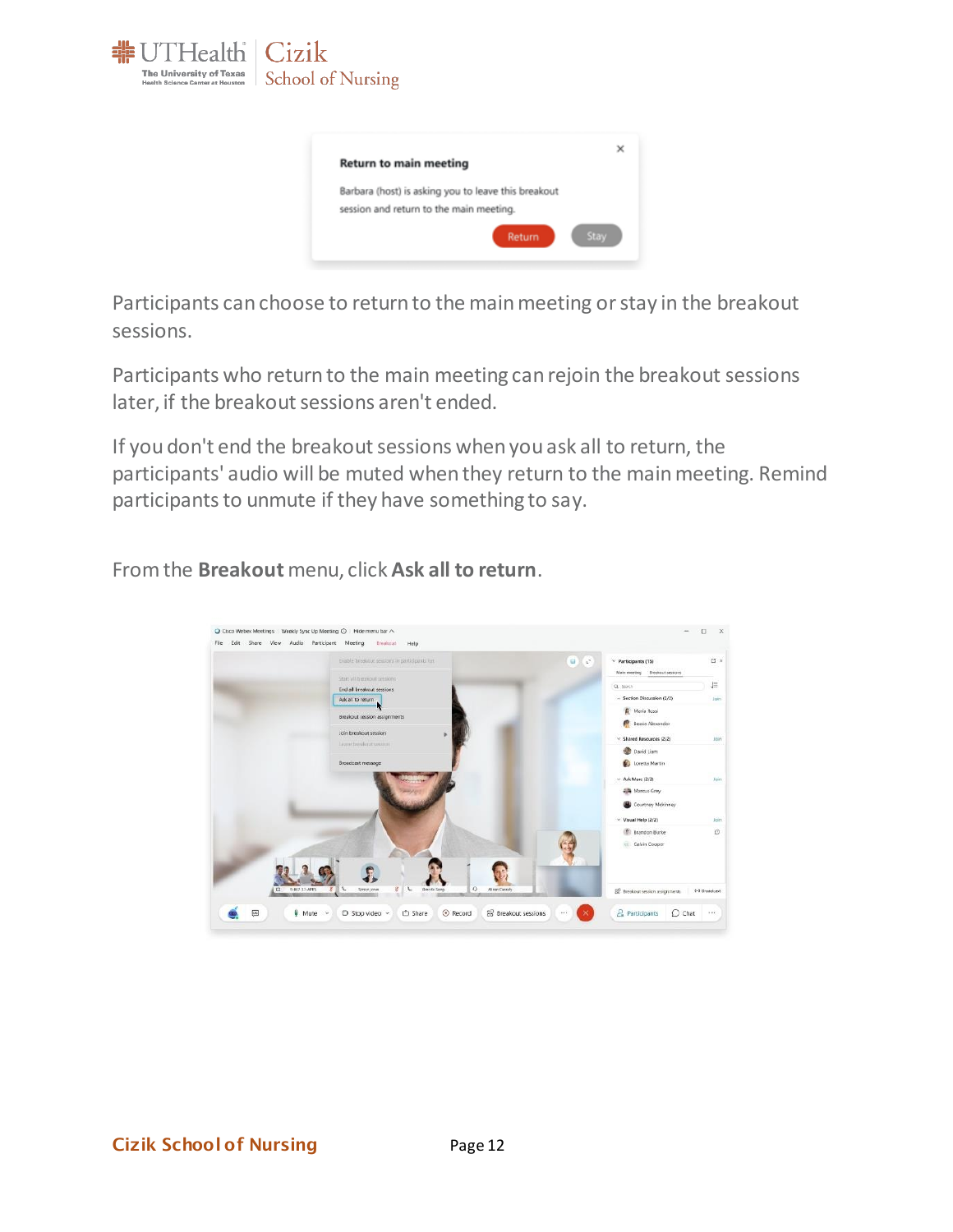Participants can choose to return to the main meeting or stay in the breakout sessions.

Participants who return to the main meeting can rejoin the breakout sessions later, if the breakout sessions aren't ended.

If you don't end the breakout sessions when you ask all to return, the participants' audio will be muted when they return to the main meeting. Remind participants to unmute if they have something to say.

From the **Breakout** menu, click **Ask all to return**.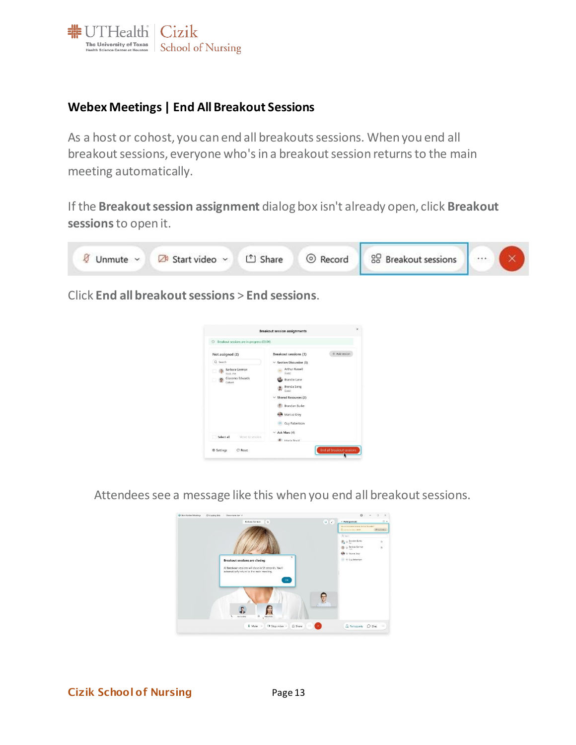## Webex Meetings | End All Breakout Sessions

As a host or cohost, you can end all breakouts sessions. When you end all breakout sessions, everyone who's in a breakout session returns to the main meeting automatically.

If the **Breakout session assignment** dialog box isn't already open, click **Breakout sessions** to open it.

Click **End all breakout sessions** > **End sessions**.

Attendees see a message like this when you end all breakout sessions.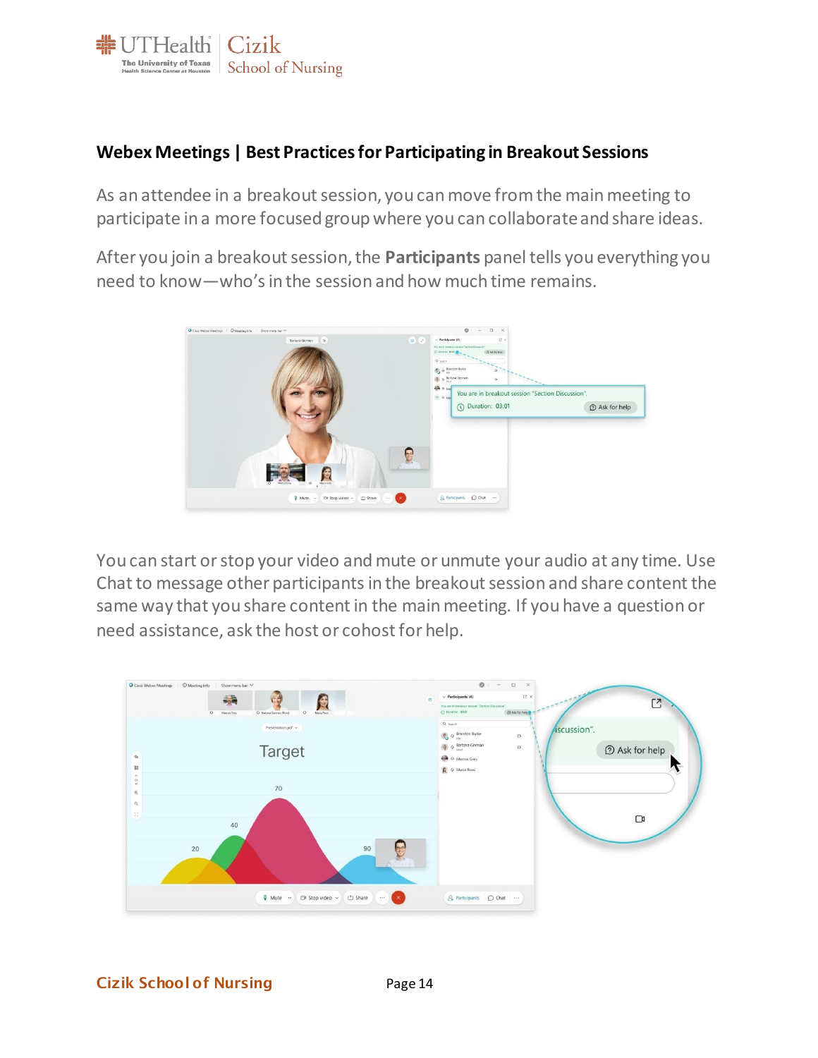## Webex Meetings | Best Practices for Participating in Breakout Sessions

As an attendee in a breakout session, you can move from the main meeting to participate in a more focused group where you can collaborate and share ideas.

After you join a breakout session, the **Participants** panel tells you everything you need to know—who's in the session and how much time remains.

You can start or stop your video and mute or unmute your audio at any time. Use Chat to message other participants in the breakout session and share content the same way that you share content in the main meeting. If you have a question or need assistance, ask the host or cohost for help.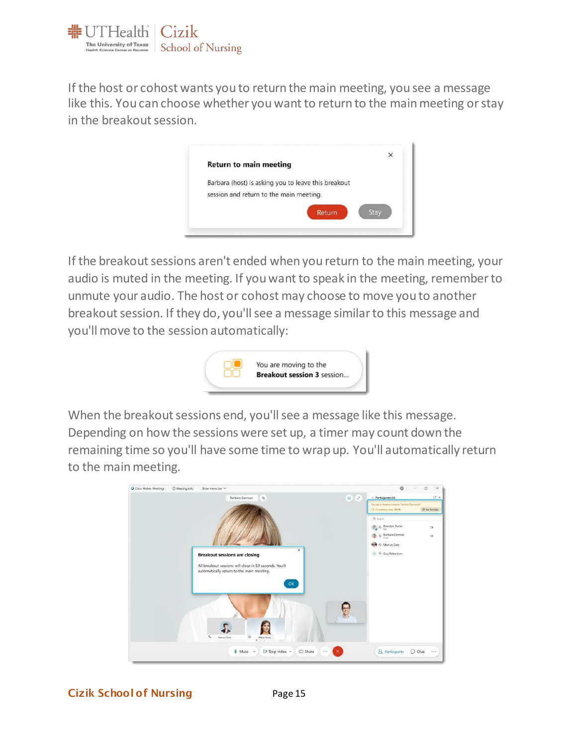If the host or cohost wants you to return the main meeting, you see a message like this. You can choose whether you want to return to the main meeting or stay in the breakout session.

If the breakout sessions aren't ended when you return to the main meeting, your audio is muted in the meeting. If you want to speak in the meeting, remember to unmute your audio. The host or cohost may choose to move you to another breakout session. If they do, you'll see a message similar to this message and you'll move to the session automatically:

When the breakout sessions end, you'll see a message like this message. Depending on how the sessions were set up, a timer may count down the remaining time so you'll have some time to wrap up. You'll automatically return to the main meeting.